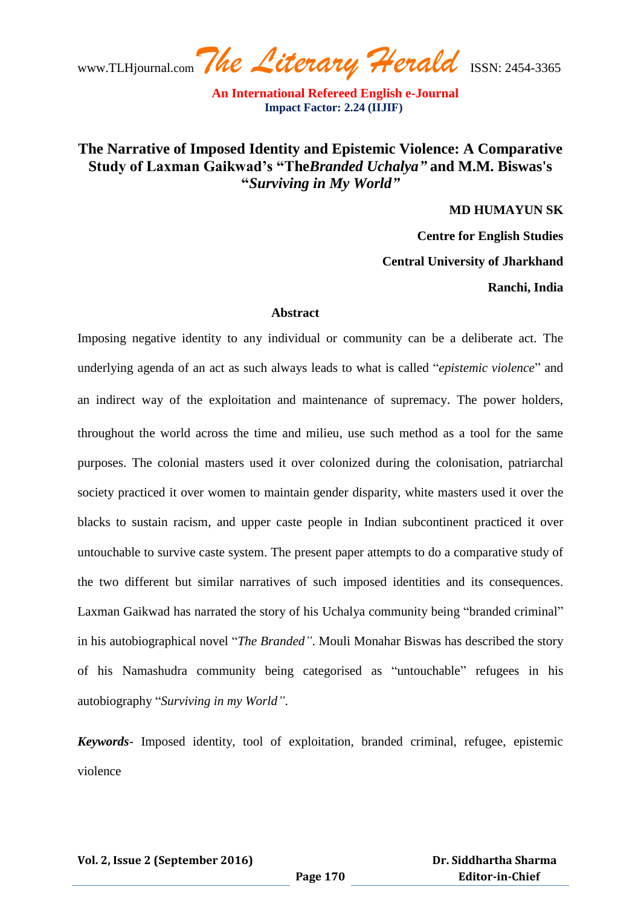# The Narrative of Imposed Identity and Epistemic Violence: A Comparative Study of Laxman Gaikwad's "The*Branded Uchalya*" and M.M. Biswas's "*Surviving in My World*"

**MD HUMAYUN SK**

**Centre for English Studies**

**Central University of Jharkhand**

**Ranchi, India**

## Abstract

Imposing negative identity to any individual or community can be a deliberate act. The underlying agenda of an act as such always leads to what is called "*epistemic violence*" and an indirect way of the exploitation and maintenance of supremacy. The power holders, throughout the world across the time and milieu, use such method as a tool for the same purposes. The colonial masters used it over colonized during the colonisation, patriarchal society practiced it over women to maintain gender disparity, white masters used it over the blacks to sustain racism, and upper caste people in Indian subcontinent practiced it over untouchable to survive caste system. The present paper attempts to do a comparative study of the two different but similar narratives of such imposed identities and its consequences. Laxman Gaikwad has narrated the story of his Uchalya community being "branded criminal" in his autobiographical novel "*The Branded*". Mouli Monahar Biswas has described the story of his Namashudra community being categorised as "untouchable" refugees in his autobiography "*Surviving in my World*".

***Keywords***- Imposed identity, tool of exploitation, branded criminal, refugee, epistemic violence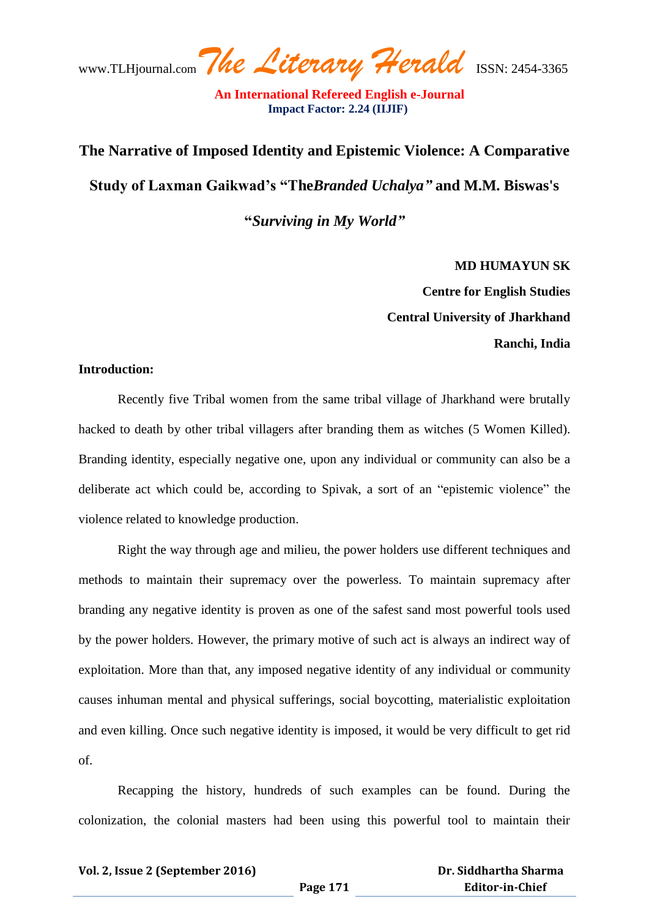# The Narrative of Imposed Identity and Epistemic Violence: A Comparative Study of Laxman Gaikwad's "The*Branded Uchalya"* and M.M. Biswas's "*Surviving in My World"*

**MD HUMAYUN SK**

**Centre for English Studies**

**Central University of Jharkhand**

**Ranchi, India**

**Introduction:**

Recently five Tribal women from the same tribal village of Jharkhand were brutally hacked to death by other tribal villagers after branding them as witches (5 Women Killed). Branding identity, especially negative one, upon any individual or community can also be a deliberate act which could be, according to Spivak, a sort of an "epistemic violence" the violence related to knowledge production.

Right the way through age and milieu, the power holders use different techniques and methods to maintain their supremacy over the powerless. To maintain supremacy after branding any negative identity is proven as one of the safest sand most powerful tools used by the power holders. However, the primary motive of such act is always an indirect way of exploitation. More than that, any imposed negative identity of any individual or community causes inhuman mental and physical sufferings, social boycotting, materialistic exploitation and even killing. Once such negative identity is imposed, it would be very difficult to get rid of.

Recapping the history, hundreds of such examples can be found. During the colonization, the colonial masters had been using this powerful tool to maintain their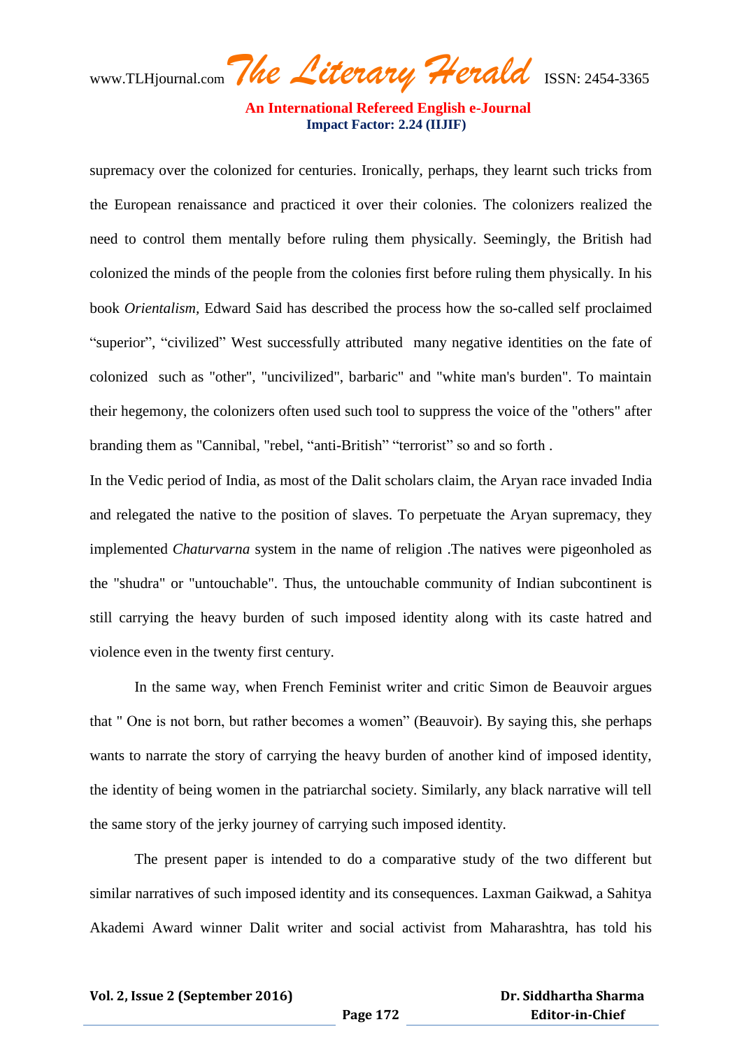supremacy over the colonized for centuries. Ironically, perhaps, they learnt such tricks from the European renaissance and practiced it over their colonies. The colonizers realized the need to control them mentally before ruling them physically. Seemingly, the British had colonized the minds of the people from the colonies first before ruling them physically. In his book *Orientalism*, Edward Said has described the process how the so-called self proclaimed "superior", "civilized" West successfully attributed many negative identities on the fate of colonized such as "other", "uncivilized", barbaric" and "white man's burden". To maintain their hegemony, the colonizers often used such tool to suppress the voice of the "others" after branding them as "Cannibal, "rebel, "anti-British" "terrorist" so and so forth .

In the Vedic period of India, as most of the Dalit scholars claim, the Aryan race invaded India and relegated the native to the position of slaves. To perpetuate the Aryan supremacy, they implemented *Chaturvarna* system in the name of religion .The natives were pigeonholed as the "shudra" or "untouchable". Thus, the untouchable community of Indian subcontinent is still carrying the heavy burden of such imposed identity along with its caste hatred and violence even in the twenty first century.

In the same way, when French Feminist writer and critic Simon de Beauvoir argues that " One is not born, but rather becomes a women" (Beauvoir). By saying this, she perhaps wants to narrate the story of carrying the heavy burden of another kind of imposed identity, the identity of being women in the patriarchal society. Similarly, any black narrative will tell the same story of the jerky journey of carrying such imposed identity.

The present paper is intended to do a comparative study of the two different but similar narratives of such imposed identity and its consequences. Laxman Gaikwad, a Sahitya Akademi Award winner Dalit writer and social activist from Maharashtra, has told his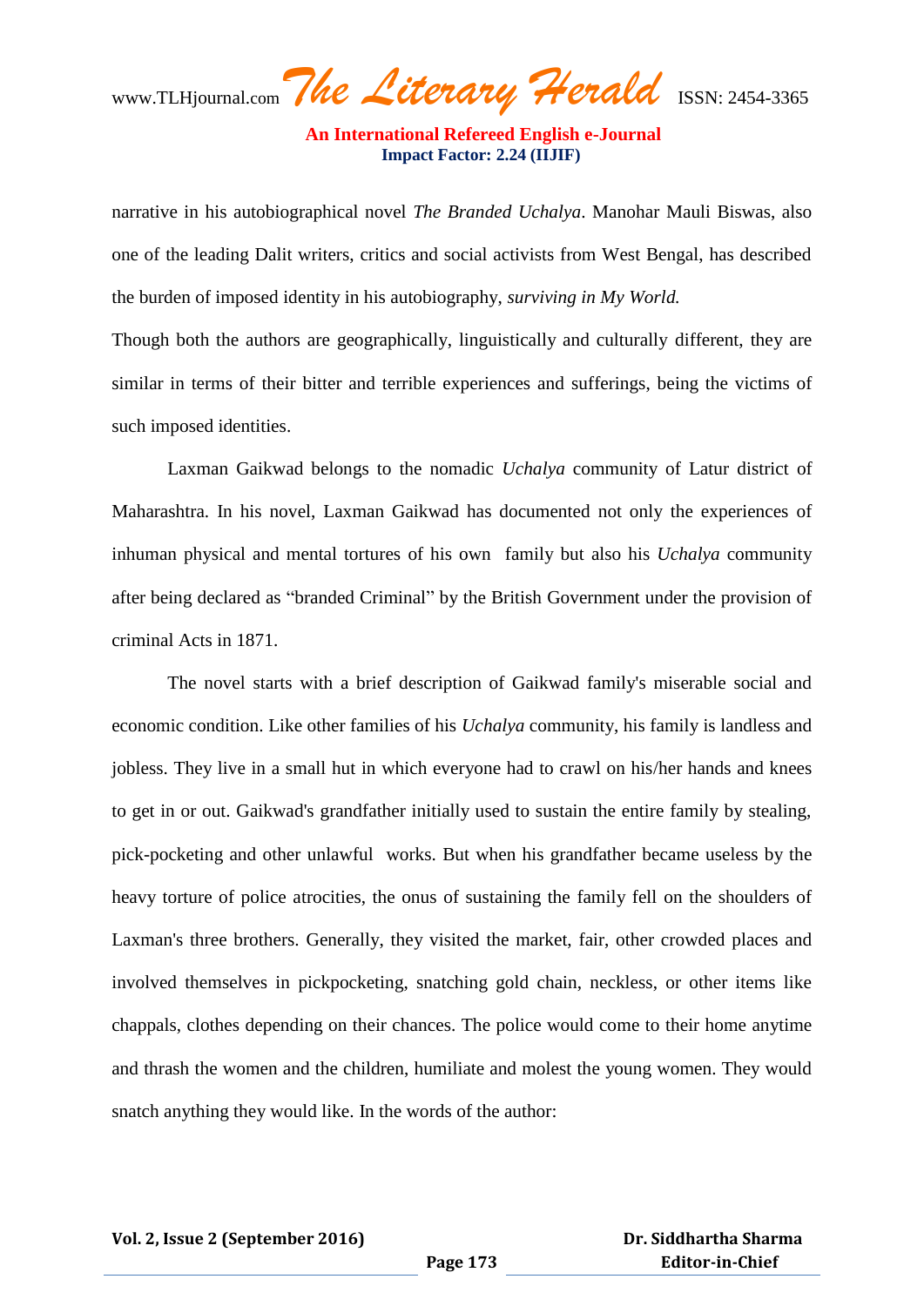narrative in his autobiographical novel *The Branded Uchalya*. Manohar Mauli Biswas, also one of the leading Dalit writers, critics and social activists from West Bengal, has described the burden of imposed identity in his autobiography, *surviving in My World.*

Though both the authors are geographically, linguistically and culturally different, they are similar in terms of their bitter and terrible experiences and sufferings, being the victims of such imposed identities.

Laxman Gaikwad belongs to the nomadic *Uchalya* community of Latur district of Maharashtra. In his novel, Laxman Gaikwad has documented not only the experiences of inhuman physical and mental tortures of his own family but also his *Uchalya* community after being declared as "branded Criminal" by the British Government under the provision of criminal Acts in 1871.

The novel starts with a brief description of Gaikwad family's miserable social and economic condition. Like other families of his *Uchalya* community, his family is landless and jobless. They live in a small hut in which everyone had to crawl on his/her hands and knees to get in or out. Gaikwad's grandfather initially used to sustain the entire family by stealing, pick-pocketing and other unlawful works. But when his grandfather became useless by the heavy torture of police atrocities, the onus of sustaining the family fell on the shoulders of Laxman's three brothers. Generally, they visited the market, fair, other crowded places and involved themselves in pickpocketing, snatching gold chain, neckless, or other items like chappals, clothes depending on their chances. The police would come to their home anytime and thrash the women and the children, humiliate and molest the young women. They would snatch anything they would like. In the words of the author: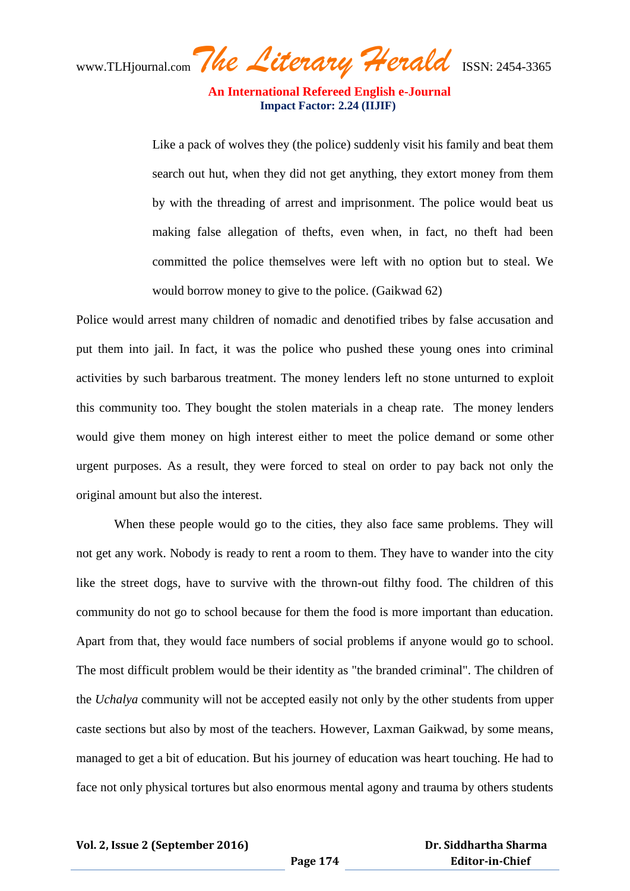> Like a pack of wolves they (the police) suddenly visit his family and beat them search out hut, when they did not get anything, they extort money from them by with the threading of arrest and imprisonment. The police would beat us making false allegation of thefts, even when, in fact, no theft had been committed the police themselves were left with no option but to steal. We would borrow money to give to the police. (Gaikwad 62)

Police would arrest many children of nomadic and denotified tribes by false accusation and put them into jail. In fact, it was the police who pushed these young ones into criminal activities by such barbarous treatment. The money lenders left no stone unturned to exploit this community too. They bought the stolen materials in a cheap rate. The money lenders would give them money on high interest either to meet the police demand or some other urgent purposes. As a result, they were forced to steal on order to pay back not only the original amount but also the interest.

When these people would go to the cities, they also face same problems. They will not get any work. Nobody is ready to rent a room to them. They have to wander into the city like the street dogs, have to survive with the thrown-out filthy food. The children of this community do not go to school because for them the food is more important than education. Apart from that, they would face numbers of social problems if anyone would go to school. The most difficult problem would be their identity as "the branded criminal". The children of the *Uchalya* community will not be accepted easily not only by the other students from upper caste sections but also by most of the teachers. However, Laxman Gaikwad, by some means, managed to get a bit of education. But his journey of education was heart touching. He had to face not only physical tortures but also enormous mental agony and trauma by others students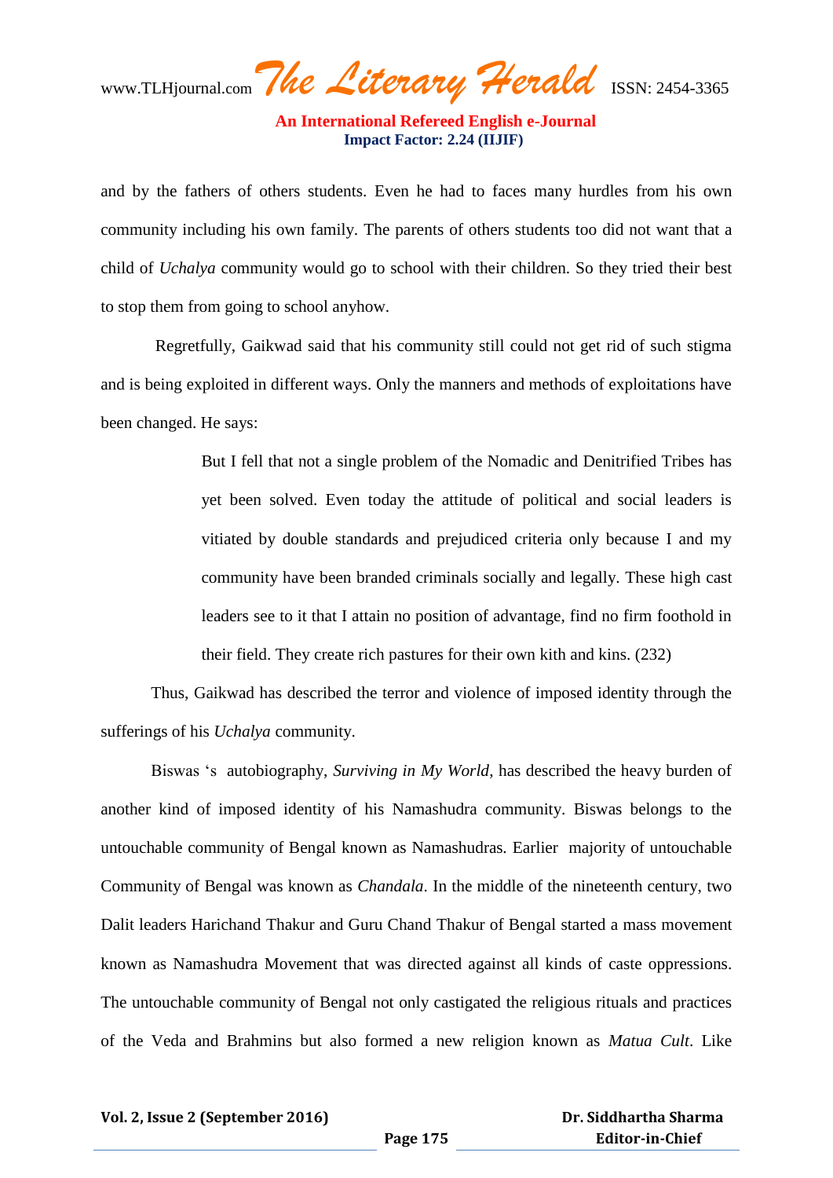and by the fathers of others students. Even he had to faces many hurdles from his own community including his own family. The parents of others students too did not want that a child of *Uchalya* community would go to school with their children. So they tried their best to stop them from going to school anyhow.

Regretfully, Gaikwad said that his community still could not get rid of such stigma and is being exploited in different ways. Only the manners and methods of exploitations have been changed. He says:

> But I fell that not a single problem of the Nomadic and Denitrified Tribes has yet been solved. Even today the attitude of political and social leaders is vitiated by double standards and prejudiced criteria only because I and my community have been branded criminals socially and legally. These high cast leaders see to it that I attain no position of advantage, find no firm foothold in their field. They create rich pastures for their own kith and kins. (232)

Thus, Gaikwad has described the terror and violence of imposed identity through the sufferings of his *Uchalya* community.

Biswas 's autobiography, *Surviving in My World*, has described the heavy burden of another kind of imposed identity of his Namashudra community. Biswas belongs to the untouchable community of Bengal known as Namashudras. Earlier majority of untouchable Community of Bengal was known as *Chandala*. In the middle of the nineteenth century, two Dalit leaders Harichand Thakur and Guru Chand Thakur of Bengal started a mass movement known as Namashudra Movement that was directed against all kinds of caste oppressions. The untouchable community of Bengal not only castigated the religious rituals and practices of the Veda and Brahmins but also formed a new religion known as *Matua Cult*. Like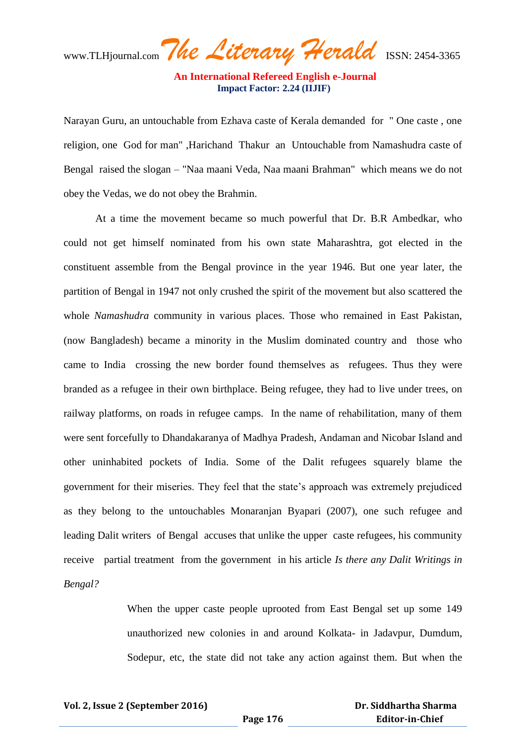Narayan Guru, an untouchable from Ezhava caste of Kerala demanded for " One caste , one religion, one God for man" ,Harichand Thakur an Untouchable from Namashudra caste of Bengal raised the slogan – "Naa maani Veda, Naa maani Brahman" which means we do not obey the Vedas, we do not obey the Brahmin.

At a time the movement became so much powerful that Dr. B.R Ambedkar, who could not get himself nominated from his own state Maharashtra, got elected in the constituent assemble from the Bengal province in the year 1946. But one year later, the partition of Bengal in 1947 not only crushed the spirit of the movement but also scattered the whole *Namashudra* community in various places. Those who remained in East Pakistan, (now Bangladesh) became a minority in the Muslim dominated country and those who came to India crossing the new border found themselves as refugees. Thus they were branded as a refugee in their own birthplace. Being refugee, they had to live under trees, on railway platforms, on roads in refugee camps. In the name of rehabilitation, many of them were sent forcefully to Dhandakaranya of Madhya Pradesh, Andaman and Nicobar Island and other uninhabited pockets of India. Some of the Dalit refugees squarely blame the government for their miseries. They feel that the state's approach was extremely prejudiced as they belong to the untouchables Monaranjan Byapari (2007), one such refugee and leading Dalit writers of Bengal accuses that unlike the upper caste refugees, his community receive partial treatment from the government in his article *Is there any Dalit Writings in Bengal?*

> When the upper caste people uprooted from East Bengal set up some 149 unauthorized new colonies in and around Kolkata- in Jadavpur, Dumdum, Sodepur, etc, the state did not take any action against them. But when the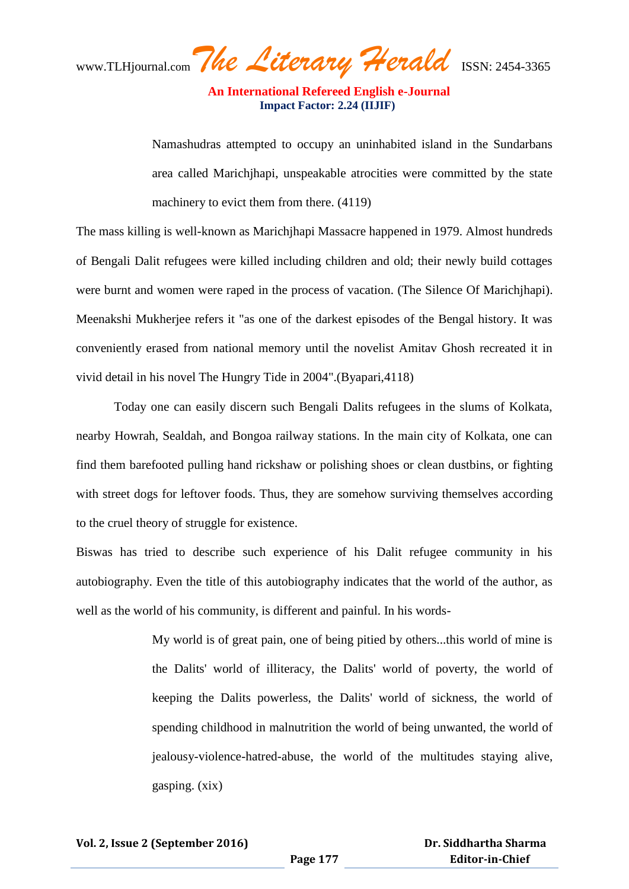> Namashudras attempted to occupy an uninhabited island in the Sundarbans area called Marichjhapi, unspeakable atrocities were committed by the state machinery to evict them from there. (4119)

The mass killing is well-known as Marichjhapi Massacre happened in 1979. Almost hundreds of Bengali Dalit refugees were killed including children and old; their newly build cottages were burnt and women were raped in the process of vacation. (The Silence Of Marichjhapi). Meenakshi Mukherjee refers it "as one of the darkest episodes of the Bengal history. It was conveniently erased from national memory until the novelist Amitav Ghosh recreated it in vivid detail in his novel The Hungry Tide in 2004".(Byapari,4118)

Today one can easily discern such Bengali Dalits refugees in the slums of Kolkata, nearby Howrah, Sealdah, and Bongoa railway stations. In the main city of Kolkata, one can find them barefooted pulling hand rickshaw or polishing shoes or clean dustbins, or fighting with street dogs for leftover foods. Thus, they are somehow surviving themselves according to the cruel theory of struggle for existence.

Biswas has tried to describe such experience of his Dalit refugee community in his autobiography. Even the title of this autobiography indicates that the world of the author, as well as the world of his community, is different and painful. In his words-

> My world is of great pain, one of being pitied by others...this world of mine is the Dalits' world of illiteracy, the Dalits' world of poverty, the world of keeping the Dalits powerless, the Dalits' world of sickness, the world of spending childhood in malnutrition the world of being unwanted, the world of jealousy-violence-hatred-abuse, the world of the multitudes staying alive, gasping. (xix)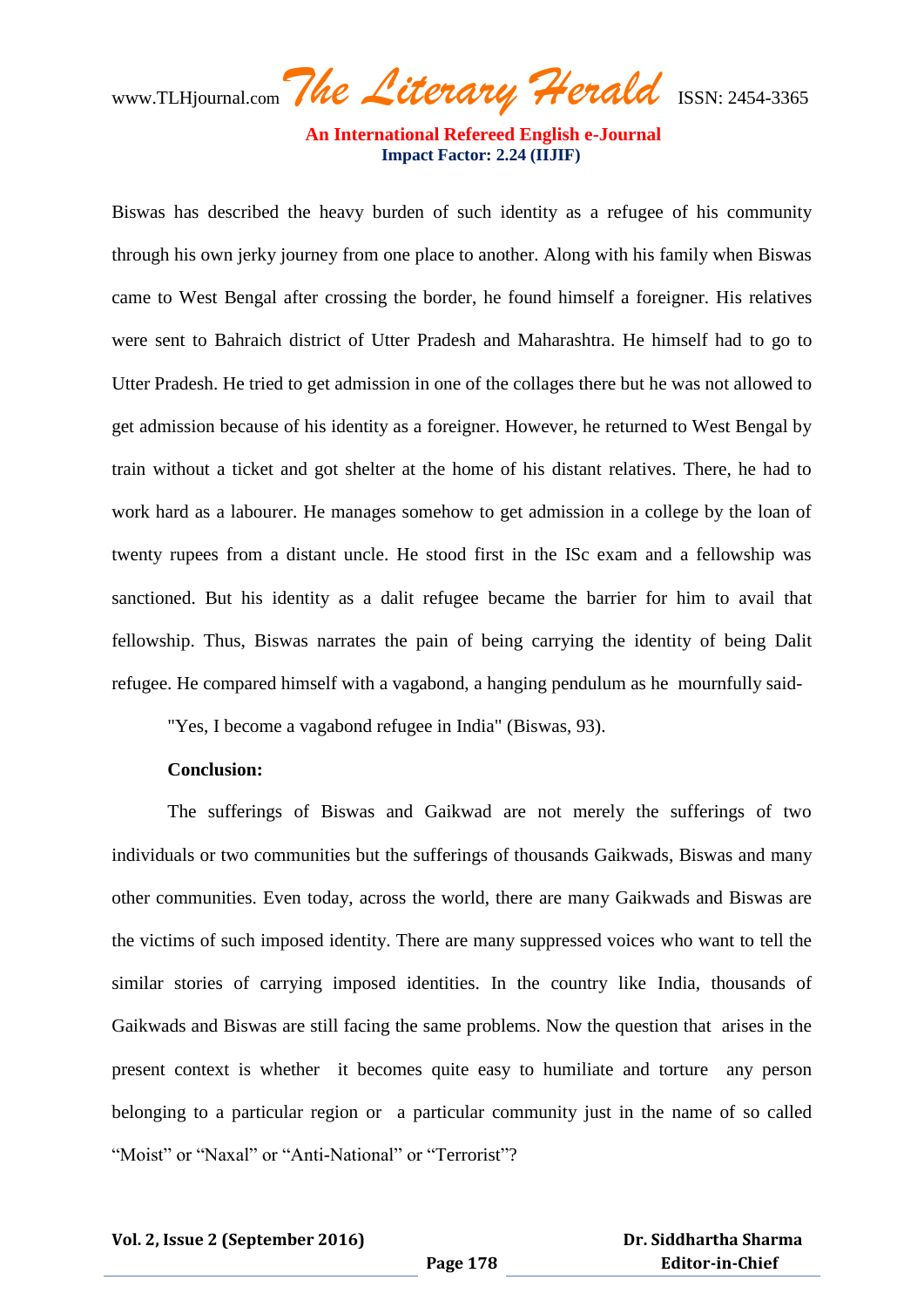Biswas has described the heavy burden of such identity as a refugee of his community through his own jerky journey from one place to another. Along with his family when Biswas came to West Bengal after crossing the border, he found himself a foreigner. His relatives were sent to Bahraich district of Utter Pradesh and Maharashtra. He himself had to go to Utter Pradesh. He tried to get admission in one of the collages there but he was not allowed to get admission because of his identity as a foreigner. However, he returned to West Bengal by train without a ticket and got shelter at the home of his distant relatives. There, he had to work hard as a labourer. He manages somehow to get admission in a college by the loan of twenty rupees from a distant uncle. He stood first in the ISc exam and a fellowship was sanctioned. But his identity as a dalit refugee became the barrier for him to avail that fellowship. Thus, Biswas narrates the pain of being carrying the identity of being Dalit refugee. He compared himself with a vagabond, a hanging pendulum as he mournfully said-

"Yes, I become a vagabond refugee in India" (Biswas, 93).

**Conclusion:**

The sufferings of Biswas and Gaikwad are not merely the sufferings of two individuals or two communities but the sufferings of thousands Gaikwads, Biswas and many other communities. Even today, across the world, there are many Gaikwads and Biswas are the victims of such imposed identity. There are many suppressed voices who want to tell the similar stories of carrying imposed identities. In the country like India, thousands of Gaikwads and Biswas are still facing the same problems. Now the question that arises in the present context is whether it becomes quite easy to humiliate and torture any person belonging to a particular region or a particular community just in the name of so called "Moist" or "Naxal" or "Anti-National" or "Terrorist"?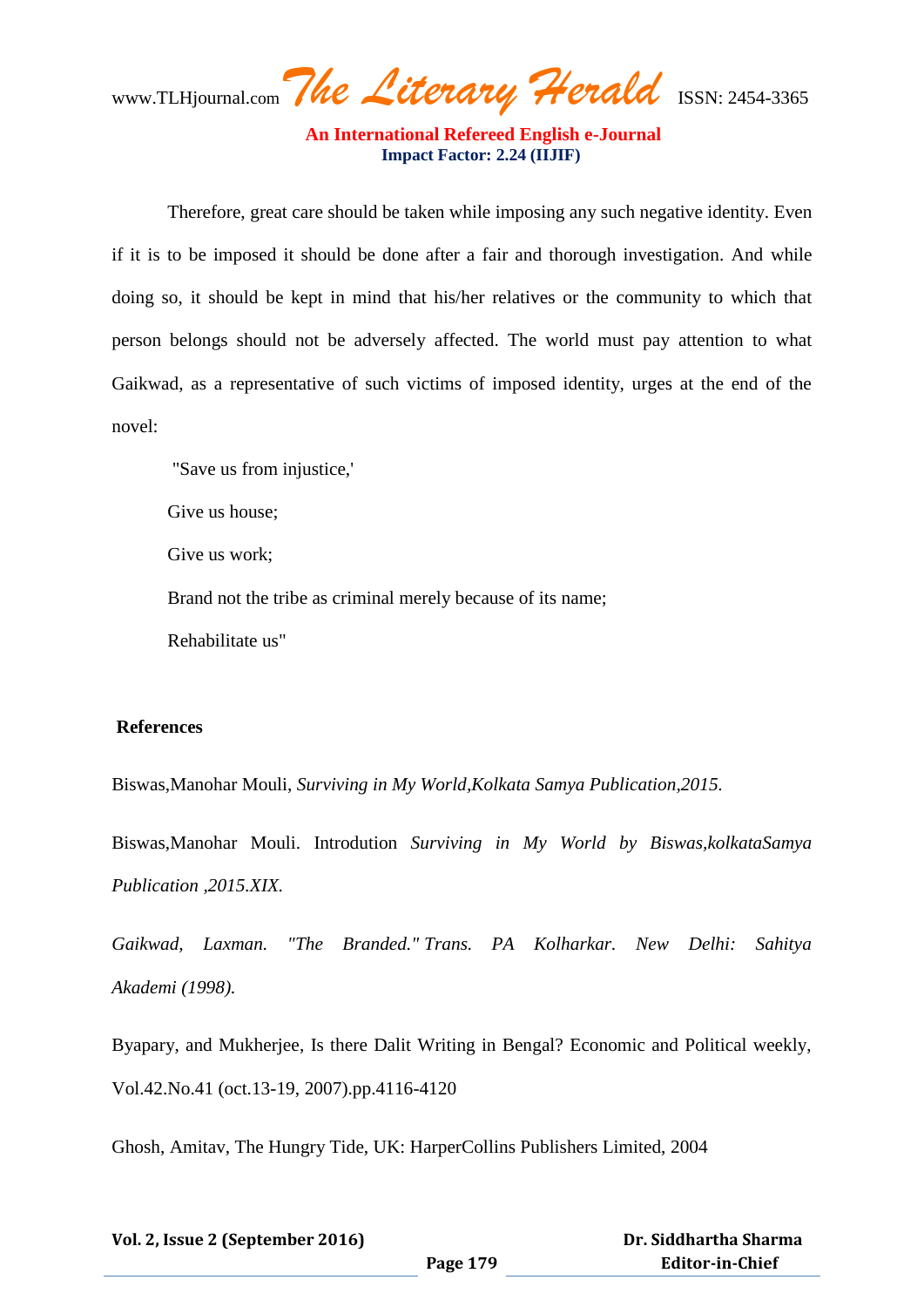Therefore, great care should be taken while imposing any such negative identity. Even if it is to be imposed it should be done after a fair and thorough investigation. And while doing so, it should be kept in mind that his/her relatives or the community to which that person belongs should not be adversely affected. The world must pay attention to what Gaikwad, as a representative of such victims of imposed identity, urges at the end of the novel:

> "Save us from injustice,'
>
> Give us house;
>
> Give us work;
>
> Brand not the tribe as criminal merely because of its name;
>
> Rehabilitate us"

**References**

Biswas,Manohar Mouli, *Surviving in My World,Kolkata Samya Publication,2015.*

Biswas,Manohar Mouli. Introdution *Surviving in My World by Biswas,kolkataSamya Publication ,2015.XIX.*

*Gaikwad, Laxman. "The Branded." Trans. PA Kolharkar. New Delhi: Sahitya Akademi (1998).*

Byapary, and Mukherjee, Is there Dalit Writing in Bengal? Economic and Political weekly, Vol.42.No.41 (oct.13-19, 2007).pp.4116-4120

Ghosh, Amitav, The Hungry Tide, UK: HarperCollins Publishers Limited, 2004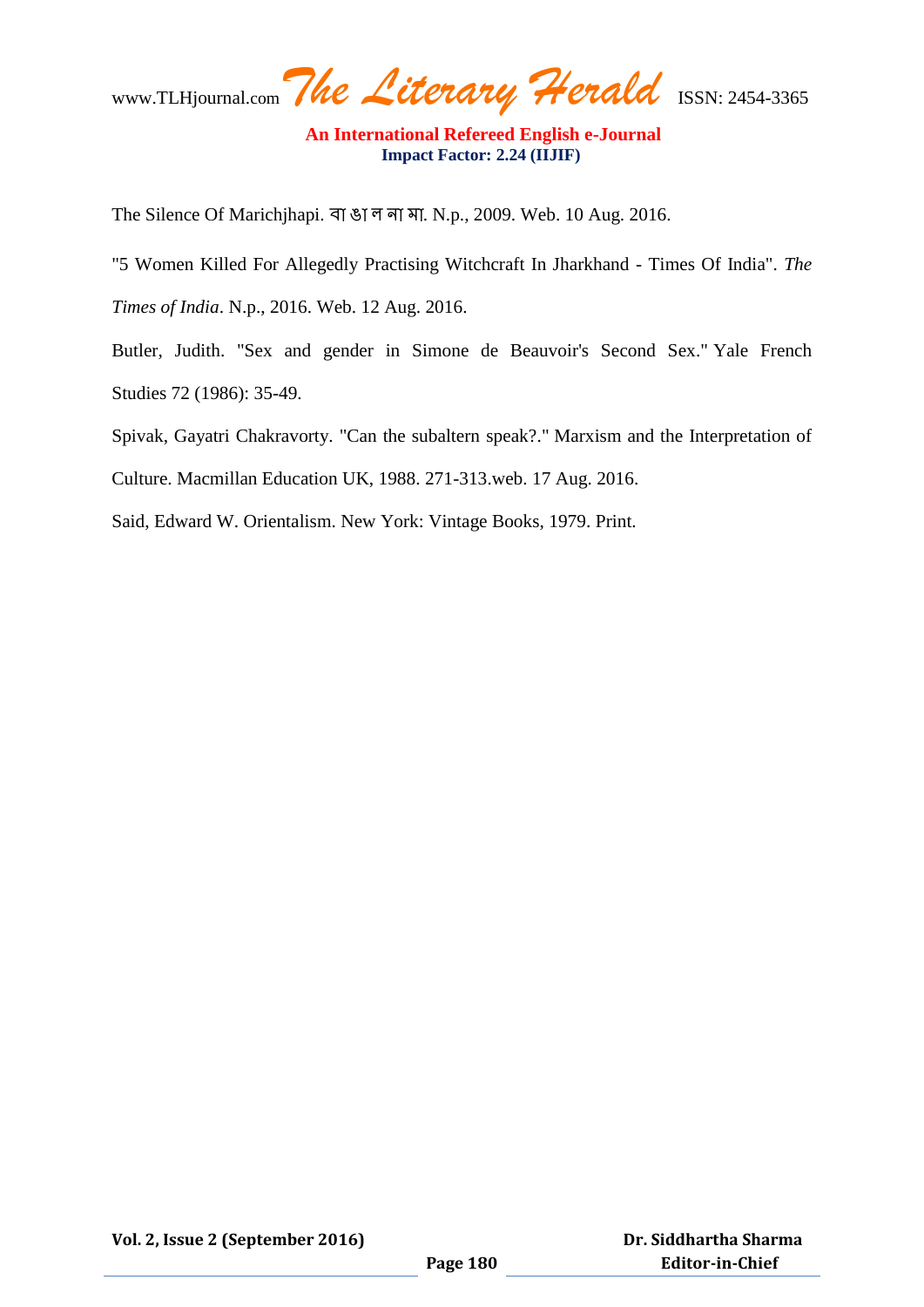The Silence Of Marichjhapi. বা ঙা ল না মা. N.p., 2009. Web. 10 Aug. 2016.

"5 Women Killed For Allegedly Practising Witchcraft In Jharkhand - Times Of India". *The Times of India*. N.p., 2016. Web. 12 Aug. 2016.

Butler, Judith. "Sex and gender in Simone de Beauvoir's Second Sex." Yale French Studies 72 (1986): 35-49.

Spivak, Gayatri Chakravorty. "Can the subaltern speak?." Marxism and the Interpretation of Culture. Macmillan Education UK, 1988. 271-313.web. 17 Aug. 2016.

Said, Edward W. Orientalism. New York: Vintage Books, 1979. Print.